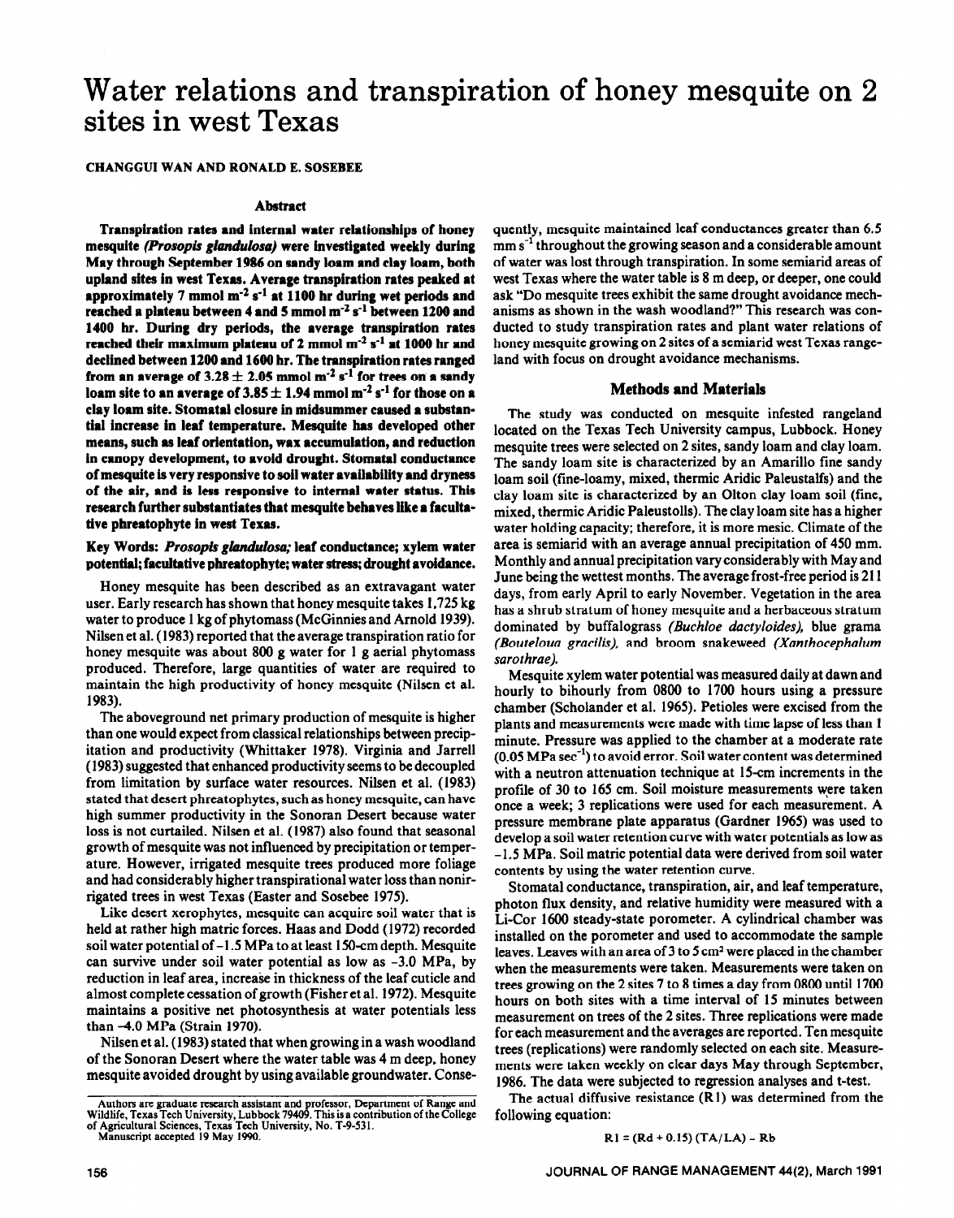# Water relations and transpiration of honey mesquite on 2 sites in west Texas

**CHANGGUI WAN AND RONALD E. SOSEBEE**

## Abstract

**Transpiration rates and internal water relationships of honey mesquite *(Prosopis glandulosa)* were investigated weekly during May through September 1986 on sandy loam and clay loam, both upland sites in west Texas. Average transpiration rates peaked at approximately 7 mmol $m^{-2}$ $s^{-1}$ at 1100 hr during wet periods and reached a plateau between 4 and 5 mmol $m^{-2}$ $s^{-1}$ between 1200 and 1400 hr. During dry periods, the average transpiration rates reached their maximum plateau of 2 mmol $m^{-2}$ $s^{-1}$ at 1000 hr and declined between 1200 and 1600 hr. The transpiration rates ranged from an average of $3.28 \pm 2.05$ mmol $m^{-2}$ $s^{-1}$ for trees on a sandy loam site to an average of $3.85 \pm 1.94$ mmol $m^{-2}$ $s^{-1}$ for those on a clay loam site. Stomatal closure in midsummer caused a substantial increase in leaf temperature. Mesquite has developed other means, such as leaf orientation, wax accumulation, and reduction in canopy development, to avoid drought. Stomatal conductance of mesquite is very responsive to soil water availability and dryness of the air, and is less responsive to internal water status. This research further substantiates that mesquite behaves like a facultative phreatophyte in west Texas.**

**Key Words:** ***Prosopis glandulosa;*** **leaf conductance; xylem water potential; facultative phreatophyte; water stress; drought avoidance.**

Honey mesquite has been described as an extravagant water user. Early research has shown that honey mesquite takes 1,725 kg water to produce 1 kg of phytomass (McGinnies and Arnold 1939). Nilsen et al. (1983) reported that the average transpiration ratio for honey mesquite was about 800 g water for 1 g aerial phytomass produced. Therefore, large quantities of water are required to maintain the high productivity of honey mesquite (Nilsen et al. 1983).

The aboveground net primary production of mesquite is higher than one would expect from classical relationships between precipitation and productivity (Whittaker 1978). Virginia and Jarrell (1983) suggested that enhanced productivity seems to be decoupled from limitation by surface water resources. Nilsen et al. (1983) stated that desert phreatophytes, such as honey mesquite, can have high summer productivity in the Sonoran Desert because water loss is not curtailed. Nilsen et al. (1987) also found that seasonal growth of mesquite was not influenced by precipitation or temperature. However, irrigated mesquite trees produced more foliage and had considerably higher transpirational water loss than nonirrigated trees in west Texas (Easter and Sosebee 1975).

Like desert xerophytes, mesquite can acquire soil water that is held at rather high matric forces. Haas and Dodd (1972) recorded soil water potential of -1.5 MPa to at least 150-cm depth. Mesquite can survive under soil water potential as low as -3.0 MPa, by reduction in leaf area, increase in thickness of the leaf cuticle and almost complete cessation of growth (Fisher et al. 1972). Mesquite maintains a positive net photosynthesis at water potentials less than -4.0 MPa (Strain 1970).

Nilsen et al. (1983) stated that when growing in a wash woodland of the Sonoran Desert where the water table was 4 m deep, honey mesquite avoided drought by using available groundwater. Consequently, mesquite maintained leaf conductances greater than 6.5 mm $s^{-1}$ throughout the growing season and a considerable amount of water was lost through transpiration. In some semiarid areas of west Texas where the water table is 8 m deep, or deeper, one could ask "Do mesquite trees exhibit the same drought avoidance mechanisms as shown in the wash woodland?" This research was conducted to study transpiration rates and plant water relations of honey mesquite growing on 2 sites of a semiarid west Texas rangeland with focus on drought avoidance mechanisms.

Authors are graduate research assistant and professor, Department of Range and Wildlife, Texas Tech University, Lubbock 79409. This is a contribution of the College of Agricultural Sciences, Texas Tech University, No. T-9-531.
Manuscript accepted 19 May 1990.

## Methods and Materials

The study was conducted on mesquite infested rangeland located on the Texas Tech University campus, Lubbock. Honey mesquite trees were selected on 2 sites, sandy loam and clay loam. The sandy loam site is characterized by an Amarillo fine sandy loam soil (fine-loamy, mixed, thermic Aridic Paleustalfs) and the clay loam site is characterized by an Olton clay loam soil (fine, mixed, thermic Aridic Paleustolls). The clay loam site has a higher water holding capacity; therefore, it is more mesic. Climate of the area is semiarid with an average annual precipitation of 450 mm. Monthly and annual precipitation vary considerably with May and June being the wettest months. The average frost-free period is 211 days, from early April to early November. Vegetation in the area has a shrub stratum of honey mesquite and a herbaceous stratum dominated by buffalograss *(Buchloe dactyloides),* blue grama *(Bouteloua gracilis),* and broom snakeweed *(Xanthocephalum sarothrae).*

Mesquite xylem water potential was measured daily at dawn and hourly to bihourly from 0800 to 1700 hours using a pressure chamber (Scholander et al. 1965). Petioles were excised from the plants and measurements were made with time lapse of less than 1 minute. Pressure was applied to the chamber at a moderate rate (0.05 MPa $sec^{-1}$) to avoid error. Soil water content was determined with a neutron attenuation technique at 15-cm increments in the profile of 30 to 165 cm. Soil moisture measurements were taken once a week; 3 replications were used for each measurement. A pressure membrane plate apparatus (Gardner 1965) was used to develop a soil water retention curve with water potentials as low as -1.5 MPa. Soil matric potential data were derived from soil water contents by using the water retention curve.

Stomatal conductance, transpiration, air, and leaf temperature, photon flux density, and relative humidity were measured with a Li-Cor 1600 steady-state porometer. A cylindrical chamber was installed on the porometer and used to accommodate the sample leaves. Leaves with an area of 3 to 5 $cm^2$ were placed in the chamber when the measurements were taken. Measurements were taken on trees growing on the 2 sites 7 to 8 times a day from 0800 until 1700 hours on both sites with a time interval of 15 minutes between measurement on trees of the 2 sites. Three replications were made for each measurement and the averages are reported. Ten mesquite trees (replications) were randomly selected on each site. Measurements were taken weekly on clear days May through September, 1986. The data were subjected to regression analyses and t-test.

The actual diffusive resistance (R1) was determined from the following equation:

$$R1 = (Rd + 0.15)(TA/LA) - Rb$$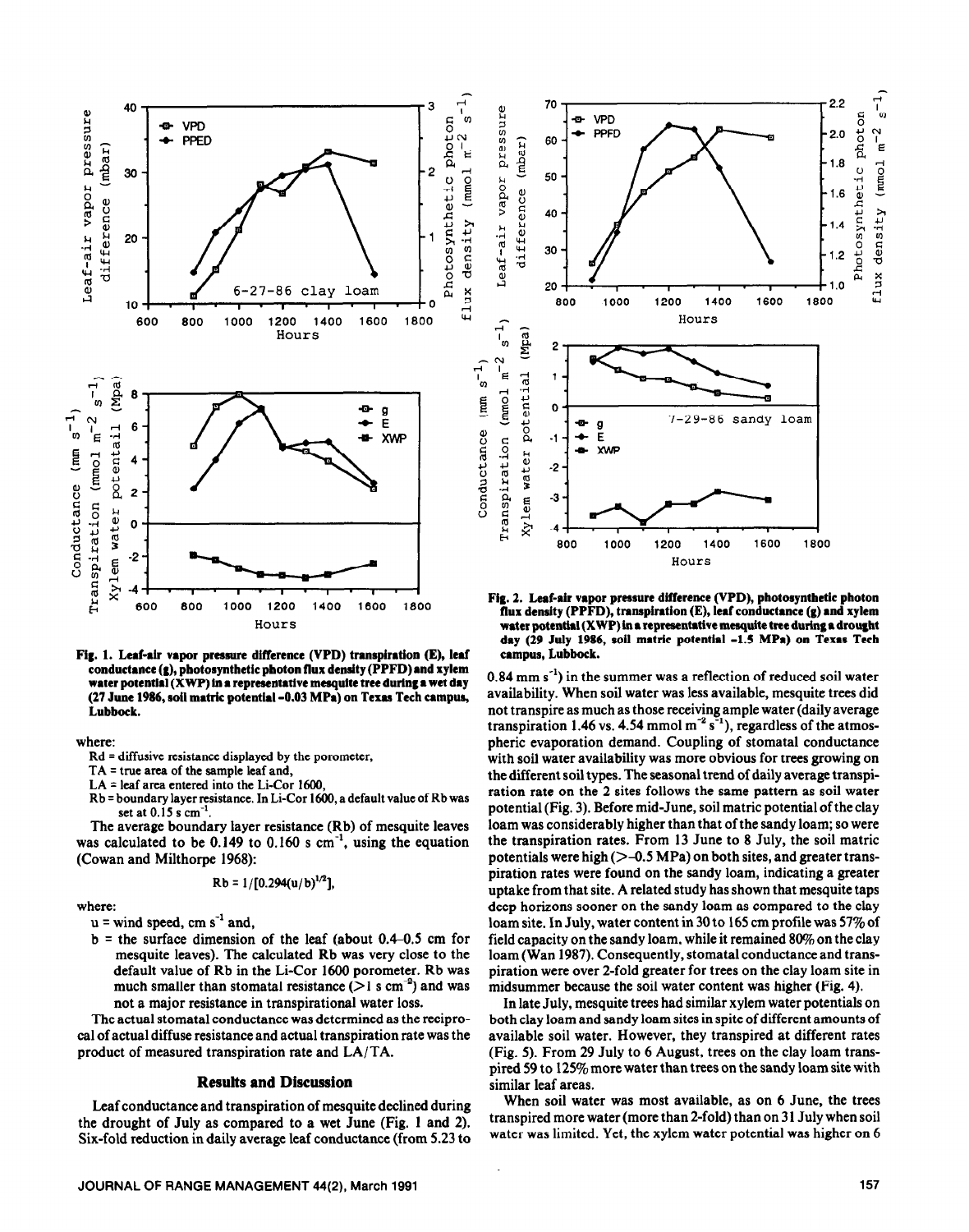Fig. 1. Leaf-air vapor pressure difference (VPD) transpiration (E), leaf conductance (g), photosynthetic photon flux density (PPFD) and xylem water potential (XWP) in a representative mesquite tree during a wet day (27 June 1986, soil matric potential -0.03 MPa) on Texas Tech campus, Lubbock.

where:

- Rd = diffusive resistance displayed by the porometer,
- TA = true area of the sample leaf and,
- LA = leaf area entered into the Li-Cor 1600,
- Rb = boundary layer resistance. In Li-Cor 1600, a default value of Rb was set at 0.15 s $cm^{-1}$.

The average boundary layer resistance (Rb) of mesquite leaves was calculated to be 0.149 to 0.160 s $cm^{-1}$, using the equation (Cowan and Milthorpe 1968):

$$Rb = 1/[0.294(u/b)^{1/2}],$$

where:

- u = wind speed, cm $s^{-1}$ and,
- b = the surface dimension of the leaf (about 0.4–0.5 cm for mesquite leaves). The calculated Rb was very close to the default value of Rb in the Li-Cor 1600 porometer. Rb was much smaller than stomatal resistance (>1 s $cm^{-2}$) and was not a major resistance in transpirational water loss.

The actual stomatal conductance was determined as the reciprocal of actual diffuse resistance and actual transpiration rate was the product of measured transpiration rate and LA/TA.

## Results and Discussion

Leaf conductance and transpiration of mesquite declined during the drought of July as compared to a wet June (Fig. 1 and 2). Six-fold reduction in daily average leaf conductance (from 5.23 to 0.84 mm $s^{-1}$) in the summer was a reflection of reduced soil water availability. When soil water was less available, mesquite trees did not transpire as much as those receiving ample water (daily average transpiration 1.46 vs. 4.54 mmol $m^{-2}$ $s^{-1}$), regardless of the atmospheric evaporation demand. Coupling of stomatal conductance with soil water availability was more obvious for trees growing on the different soil types. The seasonal trend of daily average transpiration rate on the 2 sites follows the same pattern as soil water potential (Fig. 3). Before mid-June, soil matric potential of the clay loam was considerably higher than that of the sandy loam; so were the transpiration rates. From 13 June to 8 July, the soil matric potentials were high (>-0.5 MPa) on both sites, and greater transpiration rates were found on the sandy loam, indicating a greater uptake from that site. A related study has shown that mesquite taps deep horizons sooner on the sandy loam as compared to the clay loam site. In July, water content in 30 to 165 cm profile was 57% of field capacity on the sandy loam, while it remained 80% on the clay loam (Wan 1987). Consequently, stomatal conductance and transpiration were over 2-fold greater for trees on the clay loam site in midsummer because the soil water content was higher (Fig. 4).

In late July, mesquite trees had similar xylem water potentials on both clay loam and sandy loam sites in spite of different amounts of available soil water. However, they transpired at different rates (Fig. 5). From 29 July to 6 August, trees on the clay loam transpired 59 to 125% more water than trees on the sandy loam site with similar leaf areas.

When soil water was most available, as on 6 June, the trees transpired more water (more than 2-fold) than on 31 July when soil water was limited. Yet, the xylem water potential was higher on 6

Fig. 2. Leaf-air vapor pressure difference (VPD), photosynthetic photon flux density (PPFD), transpiration (E), leaf conductance (g) and xylem water potential (XWP) in a representative mesquite tree during a drought day (29 July 1986, soil matric potential -1.5 MPa) on Texas Tech campus, Lubbock.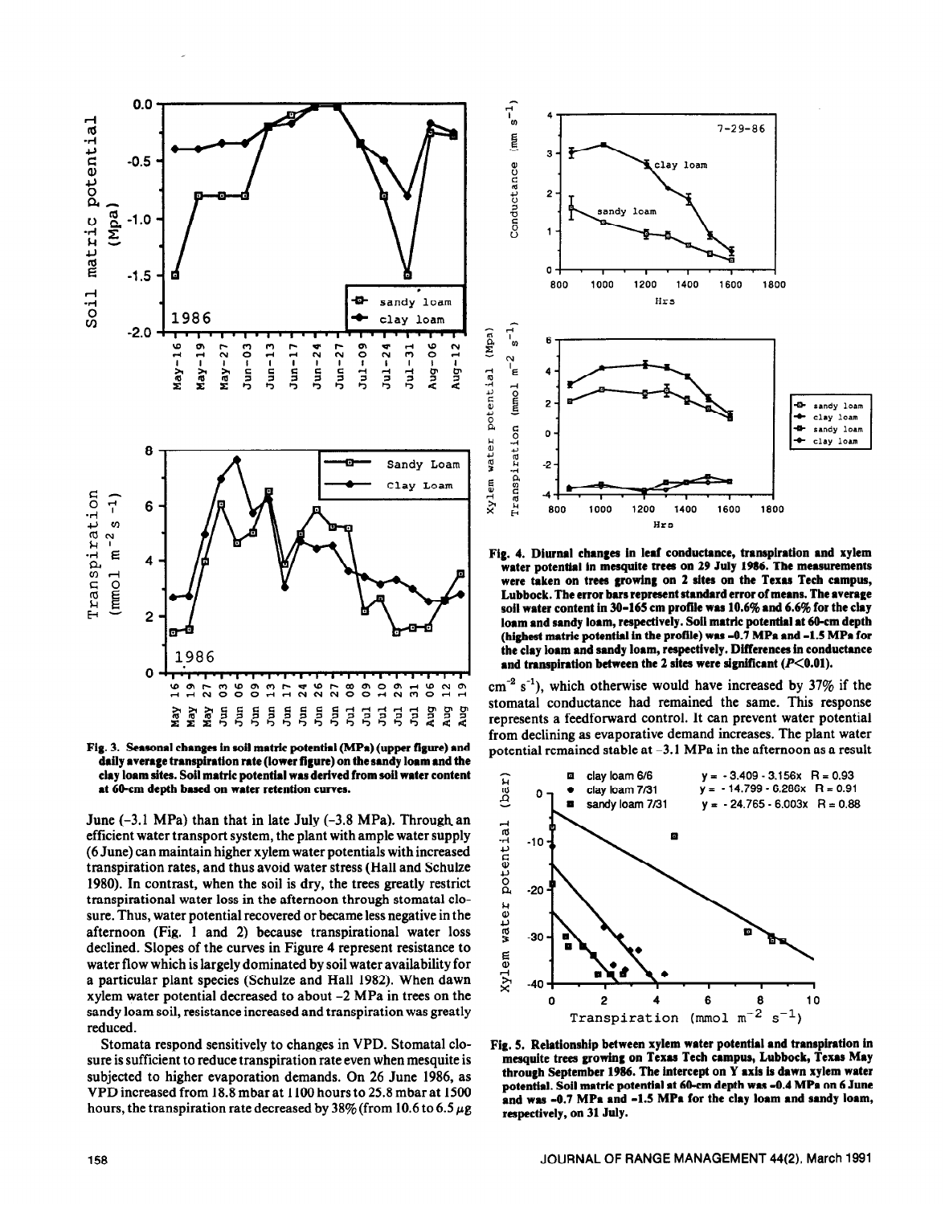Fig. 3. Seasonal changes in soil matric potential (MPa) (upper figure) and daily average transpiration rate (lower figure) on the sandy loam and the clay loam sites. Soil matric potential was derived from soil water content at 60-cm depth based on water retention curves.

Fig. 4. Diurnal changes in leaf conductance, transpiration and xylem water potential in mesquite trees on 29 July 1986. The measurements were taken on trees growing on 2 sites on the Texas Tech campus, Lubbock. The error bars represent standard error of means. The average soil water content in 30–165 cm profile was 10.6% and 6.6% for the clay loam and sandy loam, respectively. Soil matric potential at 60-cm depth (highest matric potential in the profile) was -0.7 MPa and -1.5 MPa for the clay loam and sandy loam, respectively. Differences in conductance and transpiration between the 2 sites were significant ($P<0.01$).

June (-3.1 MPa) than that in late July (-3.8 MPa). Through an efficient water transport system, the plant with ample water supply (6 June) can maintain higher xylem water potentials with increased transpiration rates, and thus avoid water stress (Hall and Schulze 1980). In contrast, when the soil is dry, the trees greatly restrict transpirational water loss in the afternoon through stomatal closure. Thus, water potential recovered or became less negative in the afternoon (Fig. 1 and 2) because transpirational water loss declined. Slopes of the curves in Figure 4 represent resistance to water flow which is largely dominated by soil water availability for a particular plant species (Schulze and Hall 1982). When dawn xylem water potential decreased to about -2 MPa in trees on the sandy loam soil, resistance increased and transpiration was greatly reduced.

Stomata respond sensitively to changes in VPD. Stomatal closure is sufficient to reduce transpiration rate even when mesquite is subjected to higher evaporation demands. On 26 June 1986, as VPD increased from 18.8 mbar at 1100 hours to 25.8 mbar at 1500 hours, the transpiration rate decreased by 38% (from 10.6 to 6.5 $\mu g$ $cm^{-2}$ $s^{-1}$), which otherwise would have increased by 37% if the stomatal conductance had remained the same. This response represents a feedforward control. It can prevent water potential from declining as evaporative demand increases. The plant water potential remained stable at -3.1 MPa in the afternoon as a result

Fig. 5. Relationship between xylem water potential and transpiration in mesquite trees growing on Texas Tech campus, Lubbock, Texas May through September 1986. The intercept on Y axis is dawn xylem water potential. Soil matric potential at 60-cm depth was -0.4 MPa on 6 June and was -0.7 MPa and -1.5 MPa for the clay loam and sandy loam, respectively, on 31 July.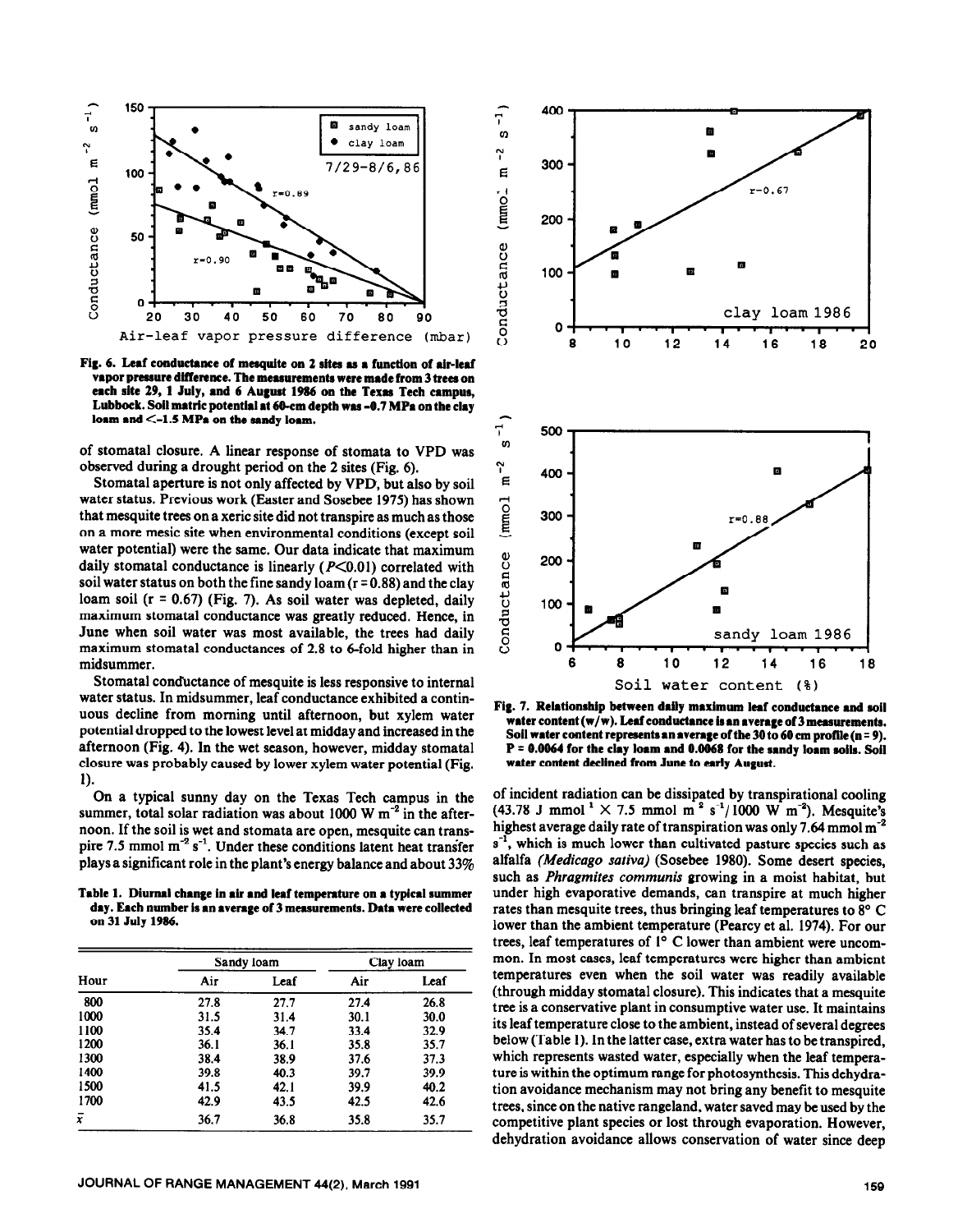Fig. 6. Leaf conductance of mesquite on 2 sites as a function of air-leaf vapor pressure difference. The measurements were made from 3 trees on each site 29, 1 July, and 6 August 1986 on the Texas Tech campus, Lubbock. Soil matric potential at 60-cm depth was -0.7 MPa on the clay loam and <-1.5 MPa on the sandy loam.

of stomatal closure. A linear response of stomata to VPD was observed during a drought period on the 2 sites (Fig. 6).

Stomatal aperture is not only affected by VPD, but also by soil water status. Previous work (Easter and Sosebee 1975) has shown that mesquite trees on a xeric site did not transpire as much as those on a more mesic site when environmental conditions (except soil water potential) were the same. Our data indicate that maximum daily stomatal conductance is linearly ($P$<0.01) correlated with soil water status on both the fine sandy loam ($r = 0.88$) and the clay loam soil ($r = 0.67$) (Fig. 7). As soil water was depleted, daily maximum stomatal conductance was greatly reduced. Hence, in June when soil water was most available, the trees had daily maximum stomatal conductances of 2.8 to 6-fold higher than in midsummer.

Stomatal conductance of mesquite is less responsive to internal water status. In midsummer, leaf conductance exhibited a continuous decline from morning until afternoon, but xylem water potential dropped to the lowest level at midday and increased in the afternoon (Fig. 4). In the wet season, however, midday stomatal closure was probably caused by lower xylem water potential (Fig. 1).

On a typical sunny day on the Texas Tech campus in the summer, total solar radiation was about 1000 W $m^{-2}$ in the afternoon. If the soil is wet and stomata are open, mesquite can transpire 7.5 mmol $m^{-2}$ $s^{-1}$. Under these conditions latent heat transfer plays a significant role in the plant's energy balance and about 33% of incident radiation can be dissipated by transpirational cooling (43.78 J $mmol^{-1}$ × 7.5 mmol $m^{-2}$ $s^{-1}$/1000 W $m^{-2}$). Mesquite's highest average daily rate of transpiration was only 7.64 mmol $m^{-2}$ $s^{-1}$, which is much lower than cultivated pasture species such as alfalfa (*Medicago sativa*) (Sosebee 1980). Some desert species, such as *Phragmites communis* growing in a moist habitat, but under high evaporative demands, can transpire at much higher rates than mesquite trees, thus bringing leaf temperatures to 8° C lower than the ambient temperature (Pearcy et al. 1974). For our trees, leaf temperatures of 1° C lower than ambient were uncommon. In most cases, leaf temperatures were higher than ambient temperatures even when the soil water was readily available (through midday stomatal closure). This indicates that a mesquite tree is a conservative plant in consumptive water use. It maintains its leaf temperature close to the ambient, instead of several degrees below (Table 1). In the latter case, extra water has to be transpired, which represents wasted water, especially when the leaf temperature is within the optimum range for photosynthesis. This dehydration avoidance mechanism may not bring any benefit to mesquite trees, since on the native rangeland, water saved may be used by the competitive plant species or lost through evaporation. However, dehydration avoidance allows conservation of water since deep

Table 1. Diurnal change in air and leaf temperature on a typical summer day. Each number is an average of 3 measurements. Data were collected on 31 July 1986.

| | Sandy loam | | Clay loam | |
|---|---|---|---|---|
| Hour | Air | Leaf | Air | Leaf |
| 800 | 27.8 | 27.7 | 27.4 | 26.8 |
| 1000 | 31.5 | 31.4 | 30.1 | 30.0 |
| 1100 | 35.4 | 34.7 | 33.4 | 32.9 |
| 1200 | 36.1 | 36.1 | 35.8 | 35.7 |
| 1300 | 38.4 | 38.9 | 37.6 | 37.3 |
| 1400 | 39.8 | 40.3 | 39.7 | 39.9 |
| 1500 | 41.5 | 42.1 | 39.9 | 40.2 |
| 1700 | 42.9 | 43.5 | 42.5 | 42.6 |
| $\bar{x}$ | 36.7 | 36.8 | 35.8 | 35.7 |

Fig. 7. Relationship between daily maximum leaf conductance and soil water content (w/w). Leaf conductance is an average of 3 measurements. Soil water content represents an average of the 30 to 60 cm profile ($n = 9$). $P = 0.0064$ for the clay loam and 0.0068 for the sandy loam soils. Soil water content declined from June to early August.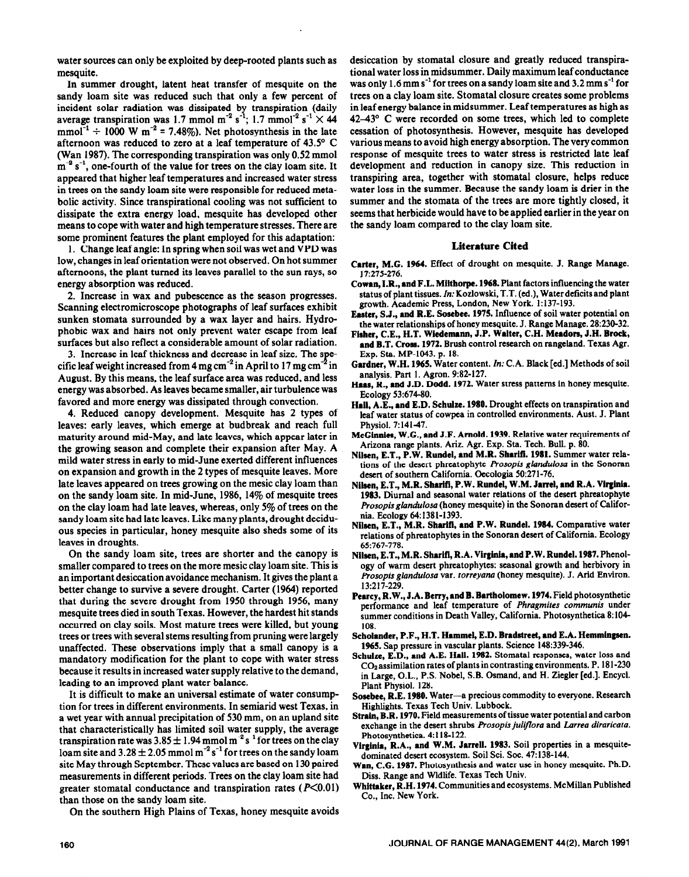water sources can only be exploited by deep-rooted plants such as mesquite.

In summer drought, latent heat transfer of mesquite on the sandy loam site was reduced such that only a few percent of incident solar radiation was dissipated by transpiration (daily average transpiration was 1.7 mmol $m^{-2}$ $s^{-1}$; 1.7 $mmol^{-2}$ $s^{-1}$ $\times$ 44 $mmol^{-1}$ $\div$ 1000 W $m^{-2}$ = 7.48%). Net photosynthesis in the late afternoon was reduced to zero at a leaf temperature of 43.5° C (Wan 1987). The corresponding transpiration was only 0.52 mmol $m^{-2}$ $s^{-1}$, one-fourth of the value for trees on the clay loam site. It appeared that higher leaf temperatures and increased water stress in trees on the sandy loam site were responsible for reduced metabolic activity. Since transpirational cooling was not sufficient to dissipate the extra energy load, mesquite has developed other means to cope with water and high temperature stresses. There are some prominent features the plant employed for this adaptation:

1. Change leaf angle: In spring when soil was wet and VPD was low, changes in leaf orientation were not observed. On hot summer afternoons, the plant turned its leaves parallel to the sun rays, so energy absorption was reduced.

2. Increase in wax and pubescence as the season progresses. Scanning electromicroscope photographs of leaf surfaces exhibit sunken stomata surrounded by a wax layer and hairs. Hydrophobic wax and hairs not only prevent water escape from leaf surfaces but also reflect a considerable amount of solar radiation.

3. Increase in leaf thickness and decrease in leaf size. The specific leaf weight increased from 4 mg $cm^{-2}$ in April to 17 mg $cm^{-2}$ in August. By this means, the leaf surface area was reduced, and less energy was absorbed. As leaves became smaller, air turbulence was favored and more energy was dissipated through convection.

4. Reduced canopy development. Mesquite has 2 types of leaves: early leaves, which emerge at budbreak and reach full maturity around mid-May, and late leaves, which appear later in the growing season and complete their expansion after May. A mild water stress in early to mid-June exerted different influences on expansion and growth in the 2 types of mesquite leaves. More late leaves appeared on trees growing on the mesic clay loam than on the sandy loam site. In mid-June, 1986, 14% of mesquite trees on the clay loam had late leaves, whereas, only 5% of trees on the sandy loam site had late leaves. Like many plants, drought deciduous species in particular, honey mesquite also sheds some of its leaves in droughts.

On the sandy loam site, trees are shorter and the canopy is smaller compared to trees on the more mesic clay loam site. This is an important desiccation avoidance mechanism. It gives the plant a better change to survive a severe drought. Carter (1964) reported that during the severe drought from 1950 through 1956, many mesquite trees died in south Texas. However, the hardest hit stands occurred on clay soils. Most mature trees were killed, but young trees or trees with several stems resulting from pruning were largely unaffected. These observations imply that a small canopy is a mandatory modification for the plant to cope with water stress because it results in increased water supply relative to the demand, leading to an improved plant water balance.

It is difficult to make an universal estimate of water consumption for trees in different environments. In semiarid west Texas, in a wet year with annual precipitation of 530 mm, on an upland site that characteristically has limited soil water supply, the average transpiration rate was 3.85 $\pm$ 1.94 mmol $m^{-2}$ $s^{-1}$ for trees on the clay loam site and 3.28 $\pm$ 2.05 mmol $m^{-2}$ $s^{-1}$ for trees on the sandy loam site May through September. These values are based on 130 paired measurements in different periods. Trees on the clay loam site had greater stomatal conductance and transpiration rates ($P<0.01$) than those on the sandy loam site.

On the southern High Plains of Texas, honey mesquite avoids desiccation by stomatal closure and greatly reduced transpirational water loss in midsummer. Daily maximum leaf conductance was only 1.6 mm $s^{-1}$ for trees on a sandy loam site and 3.2 mm $s^{-1}$ for trees on a clay loam site. Stomatal closure creates some problems in leaf energy balance in midsummer. Leaf temperatures as high as 42–43° C were recorded on some trees, which led to complete cessation of photosynthesis. However, mesquite has developed various means to avoid high energy absorption. The very common response of mesquite trees to water stress is restricted late leaf development and reduction in canopy size. This reduction in transpiring area, together with stomatal closure, helps reduce water loss in the summer. Because the sandy loam is drier in the summer and the stomata of the trees are more tightly closed, it seems that herbicide would have to be applied earlier in the year on the sandy loam compared to the clay loam site.

## Literature Cited

**Carter, M.G. 1964.** Effect of drought on mesquite. J. Range Manage. 17:275-276.

**Cowan, I.R., and F.L. Milthorpe. 1968.** Plant factors influencing the water status of plant tissues. *In:* Kozlowski, T.T. (ed.), Water deficits and plant growth. Academic Press, London, New York. 1:137-193.

**Easter, S.J., and R.E. Sosebee. 1975.** Influence of soil water potential on the water relationships of honey mesquite. J. Range Manage. 28:230-32.

**Fisher, C.E., H.T. Wiedemann, J.P. Walter, C.H. Meadors, J.H. Brock, and B.T. Cross. 1972.** Brush control research on rangeland. Texas Agr. Exp. Sta. MP-1043. p. 18.

**Gardner, W.H. 1965.** Water content. *In:* C.A. Black [ed.] Methods of soil analysis. Part 1. Agron. 9:82-127.

**Haas, R., and J.D. Dodd. 1972.** Water stress patterns in honey mesquite. Ecology 53:674-80.

**Hall, A.E., and E.D. Schulze. 1980.** Drought effects on transpiration and leaf water status of cowpea in controlled environments. Aust. J. Plant Physiol. 7:141-47.

**McGinnies, W.G., and J.F. Arnold. 1939.** Relative water requirements of Arizona range plants. Ariz. Agr. Exp. Sta. Tech. Bull. p. 80.

**Nilsen, E.T., P.W. Rundel, and M.R. Sharifi. 1981.** Summer water relations of the desert phreatophyte *Prosopis glandulosa* in the Sonoran desert of southern California. Oecologia 50:271-76.

**Nilsen, E.T., M.R. Sharifi, P.W. Rundel, W.M. Jarrel, and R.A. Virginia. 1983.** Diurnal and seasonal water relations of the desert phreatophyte *Prosopis glandulosa* (honey mesquite) in the Sonoran desert of California. Ecology 64:1381-1393.

**Nilsen, E.T., M.R. Sharifi, and P.W. Rundel. 1984.** Comparative water relations of phreatophytes in the Sonoran desert of California. Ecology 65:767-778.

**Nilsen, E.T., M.R. Sharifi, R.A. Virginia, and P.W. Rundel. 1987.** Phenology of warm desert phreatophytes: seasonal growth and herbivory in *Prosopis glandulosa* var. *torreyana* (honey mesquite). J. Arid Environ. 13:217-229.

**Pearcy, R.W., J.A. Berry, and B. Bartholomew. 1974.** Field photosynthetic performance and leaf temperature of *Phragmites communis* under summer conditions in Death Valley, California. Photosynthetica 8:104-108.

**Scholander, P.F., H.T. Hammel, E.D. Bradstreet, and E.A. Hemmingsen. 1965.** Sap pressure in vascular plants. Science 148:339-346.

**Schulze, E.D., and A.E. Hall. 1982.** Stomatal responses, water loss and $CO_2$ assimilation rates of plants in contrasting environments. P. 181-230 in Large, O.L., P.S. Nobel, S.B. Osmand, and H. Ziegler [ed.]. Encycl. Plant Physiol. 12B.

**Sosebee, R.E. 1980.** Water—a precious commodity to everyone. Research Highlights. Texas Tech Univ. Lubbock.

**Strain, B.R. 1970.** Field measurements of tissue water potential and carbon exchange in the desert shrubs *Prosopis juliflora* and *Larrea diraricata*. Photosynthetica. 4:118-122.

**Virginia, R.A., and W.M. Jarrell. 1983.** Soil properties in a mesquite-dominated desert ecosystem. Soil Sci. Soc. 47:138-144.

**Wan, C.G. 1987.** Photosynthesis and water use in honey mesquite. Ph.D. Diss. Range and Wildlife. Texas Tech Univ.

**Whittaker, R.H. 1974.** Communities and ecosystems. McMillan Published Co., Inc. New York.